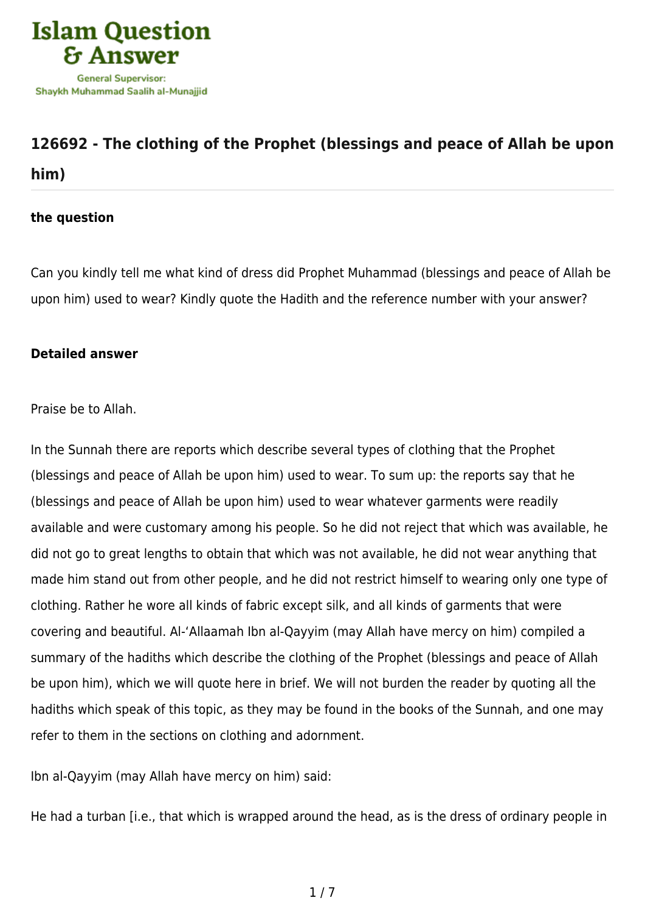Islam Question & Answer

General Supervisor: Shaykh Muhammad Saalih al-Munajjid

## 126692 - The clothing of the Prophet (blessings and peace of Allah be upon him)

### the question

Can you kindly tell me what kind of dress did Prophet Muhammad (blessings and peace of Allah be upon him) used to wear? Kindly quote the Hadith and the reference number with your answer?

### Detailed answer

Praise be to Allah.

In the Sunnah there are reports which describe several types of clothing that the Prophet (blessings and peace of Allah be upon him) used to wear. To sum up: the reports say that he (blessings and peace of Allah be upon him) used to wear whatever garments were readily available and were customary among his people. So he did not reject that which was available, he did not go to great lengths to obtain that which was not available, he did not wear anything that made him stand out from other people, and he did not restrict himself to wearing only one type of clothing. Rather he wore all kinds of fabric except silk, and all kinds of garments that were covering and beautiful. Al-'Allaamah Ibn al-Qayyim (may Allah have mercy on him) compiled a summary of the hadiths which describe the clothing of the Prophet (blessings and peace of Allah be upon him), which we will quote here in brief. We will not burden the reader by quoting all the hadiths which speak of this topic, as they may be found in the books of the Sunnah, and one may refer to them in the sections on clothing and adornment.

Ibn al-Qayyim (may Allah have mercy on him) said:

He had a turban [i.e., that which is wrapped around the head, as is the dress of ordinary people in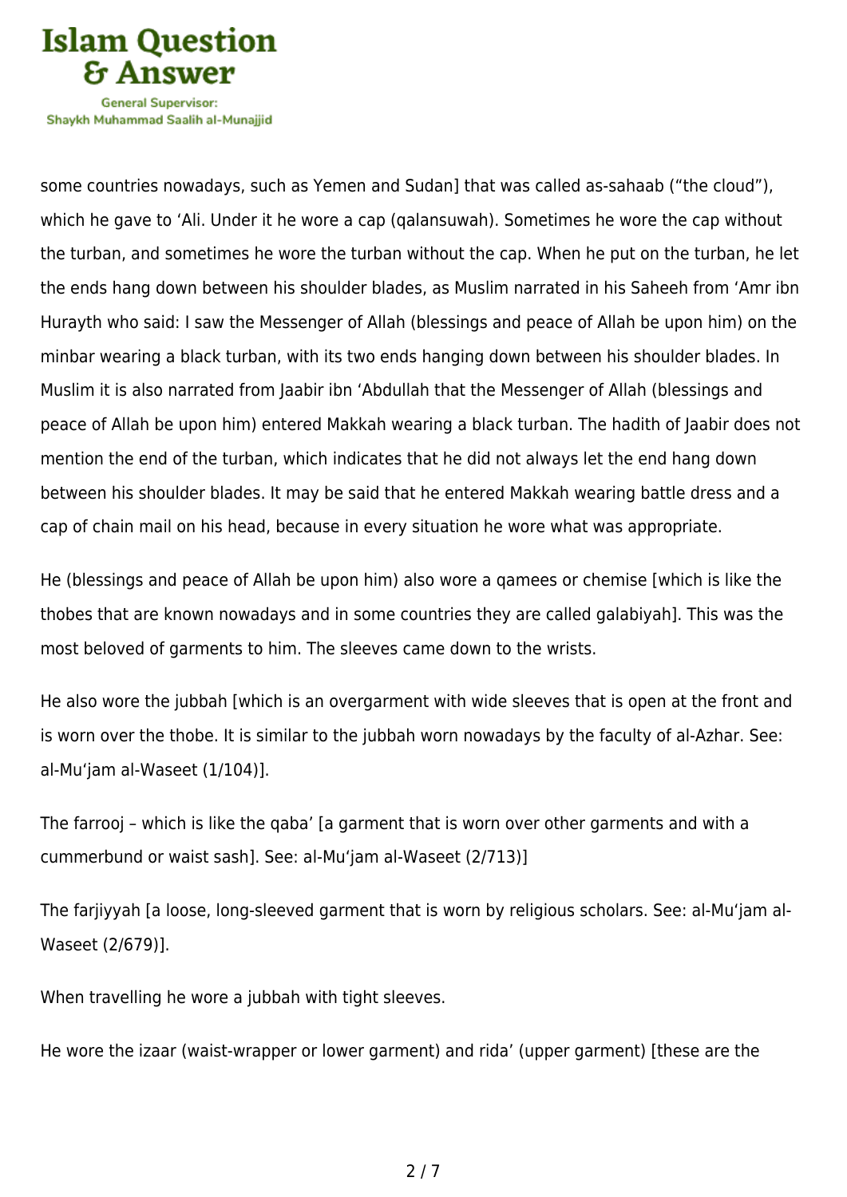some countries nowadays, such as Yemen and Sudan] that was called as-sahaab ("the cloud"), which he gave to 'Ali. Under it he wore a cap (qalansuwah). Sometimes he wore the cap without the turban, and sometimes he wore the turban without the cap. When he put on the turban, he let the ends hang down between his shoulder blades, as Muslim narrated in his Saheeh from 'Amr ibn Hurayth who said: I saw the Messenger of Allah (blessings and peace of Allah be upon him) on the minbar wearing a black turban, with its two ends hanging down between his shoulder blades. In Muslim it is also narrated from Jaabir ibn 'Abdullah that the Messenger of Allah (blessings and peace of Allah be upon him) entered Makkah wearing a black turban. The hadith of Jaabir does not mention the end of the turban, which indicates that he did not always let the end hang down between his shoulder blades. It may be said that he entered Makkah wearing battle dress and a cap of chain mail on his head, because in every situation he wore what was appropriate.

He (blessings and peace of Allah be upon him) also wore a qamees or chemise [which is like the thobes that are known nowadays and in some countries they are called galabiyah]. This was the most beloved of garments to him. The sleeves came down to the wrists.

He also wore the jubbah [which is an overgarment with wide sleeves that is open at the front and is worn over the thobe. It is similar to the jubbah worn nowadays by the faculty of al-Azhar. See: al-Mu'jam al-Waseet (1/104)].

The farrooj – which is like the qaba' [a garment that is worn over other garments and with a cummerbund or waist sash]. See: al-Mu'jam al-Waseet (2/713)]

The farjiyyah [a loose, long-sleeved garment that is worn by religious scholars. See: al-Mu'jam al-Waseet (2/679)].

When travelling he wore a jubbah with tight sleeves.

He wore the izaar (waist-wrapper or lower garment) and rida' (upper garment) [these are the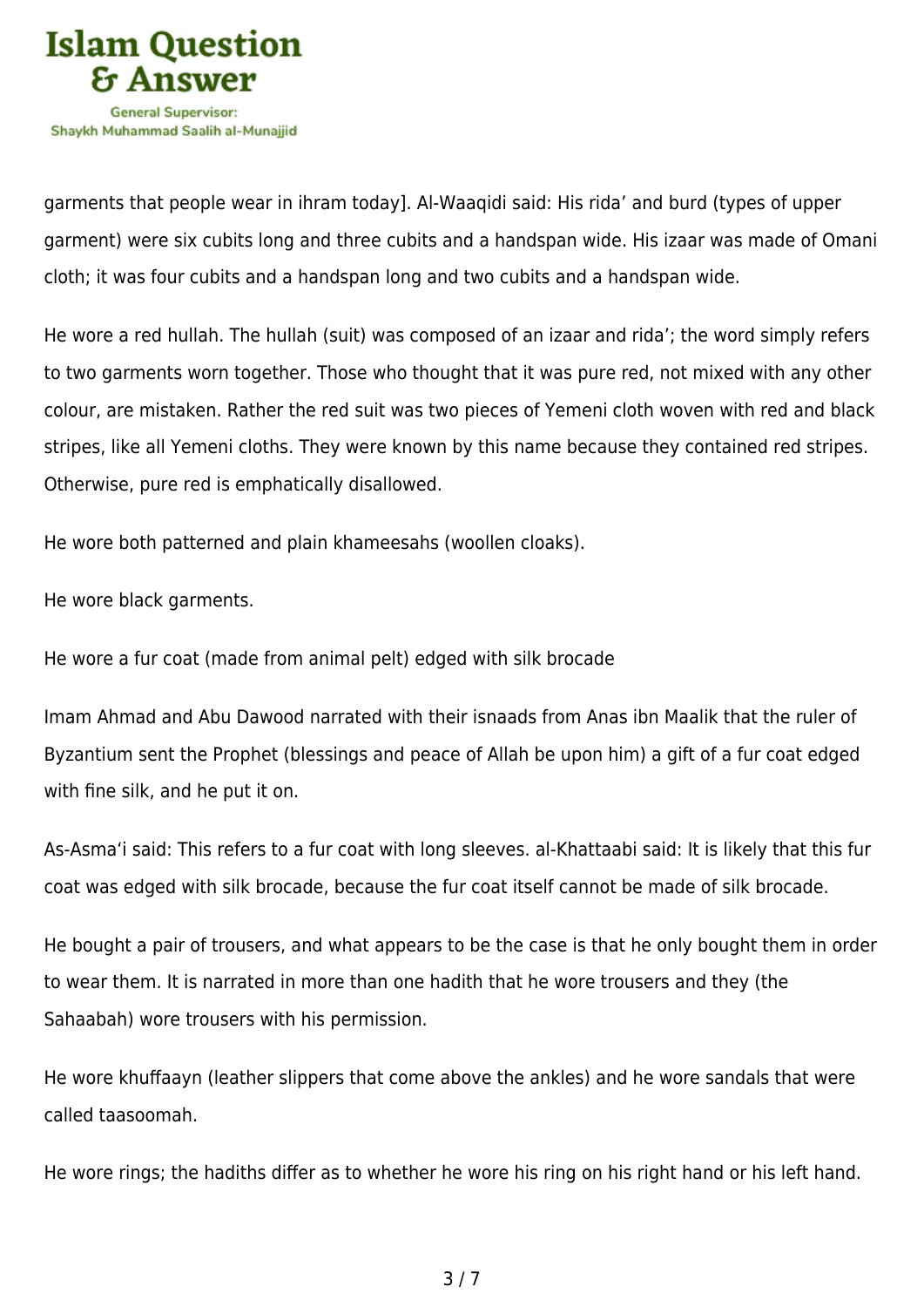garments that people wear in ihram today]. Al-Waaqidi said: His rida' and burd (types of upper garment) were six cubits long and three cubits and a handspan wide. His izaar was made of Omani cloth; it was four cubits and a handspan long and two cubits and a handspan wide.

He wore a red hullah. The hullah (suit) was composed of an izaar and rida'; the word simply refers to two garments worn together. Those who thought that it was pure red, not mixed with any other colour, are mistaken. Rather the red suit was two pieces of Yemeni cloth woven with red and black stripes, like all Yemeni cloths. They were known by this name because they contained red stripes. Otherwise, pure red is emphatically disallowed.

He wore both patterned and plain khameesahs (woollen cloaks).

He wore black garments.

He wore a fur coat (made from animal pelt) edged with silk brocade

Imam Ahmad and Abu Dawood narrated with their isnaads from Anas ibn Maalik that the ruler of Byzantium sent the Prophet (blessings and peace of Allah be upon him) a gift of a fur coat edged with fine silk, and he put it on.

As-Asma'i said: This refers to a fur coat with long sleeves. al-Khattaabi said: It is likely that this fur coat was edged with silk brocade, because the fur coat itself cannot be made of silk brocade.

He bought a pair of trousers, and what appears to be the case is that he only bought them in order to wear them. It is narrated in more than one hadith that he wore trousers and they (the Sahaabah) wore trousers with his permission.

He wore khuffaayn (leather slippers that come above the ankles) and he wore sandals that were called taasoomah.

He wore rings; the hadiths differ as to whether he wore his ring on his right hand or his left hand.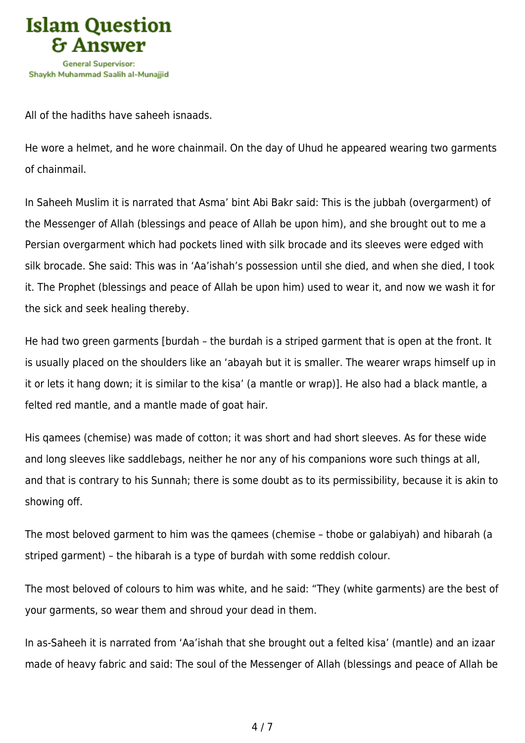All of the hadiths have saheeh isnaads.

He wore a helmet, and he wore chainmail. On the day of Uhud he appeared wearing two garments of chainmail.

In Saheeh Muslim it is narrated that Asma' bint Abi Bakr said: This is the jubbah (overgarment) of the Messenger of Allah (blessings and peace of Allah be upon him), and she brought out to me a Persian overgarment which had pockets lined with silk brocade and its sleeves were edged with silk brocade. She said: This was in 'Aa'ishah's possession until she died, and when she died, I took it. The Prophet (blessings and peace of Allah be upon him) used to wear it, and now we wash it for the sick and seek healing thereby.

He had two green garments [burdah – the burdah is a striped garment that is open at the front. It is usually placed on the shoulders like an 'abayah but it is smaller. The wearer wraps himself up in it or lets it hang down; it is similar to the kisa' (a mantle or wrap)]. He also had a black mantle, a felted red mantle, and a mantle made of goat hair.

His qamees (chemise) was made of cotton; it was short and had short sleeves. As for these wide and long sleeves like saddlebags, neither he nor any of his companions wore such things at all, and that is contrary to his Sunnah; there is some doubt as to its permissibility, because it is akin to showing off.

The most beloved garment to him was the qamees (chemise – thobe or galabiyah) and hibarah (a striped garment) – the hibarah is a type of burdah with some reddish colour.

The most beloved of colours to him was white, and he said: "They (white garments) are the best of your garments, so wear them and shroud your dead in them.

In as-Saheeh it is narrated from 'Aa'ishah that she brought out a felted kisa' (mantle) and an izaar made of heavy fabric and said: The soul of the Messenger of Allah (blessings and peace of Allah be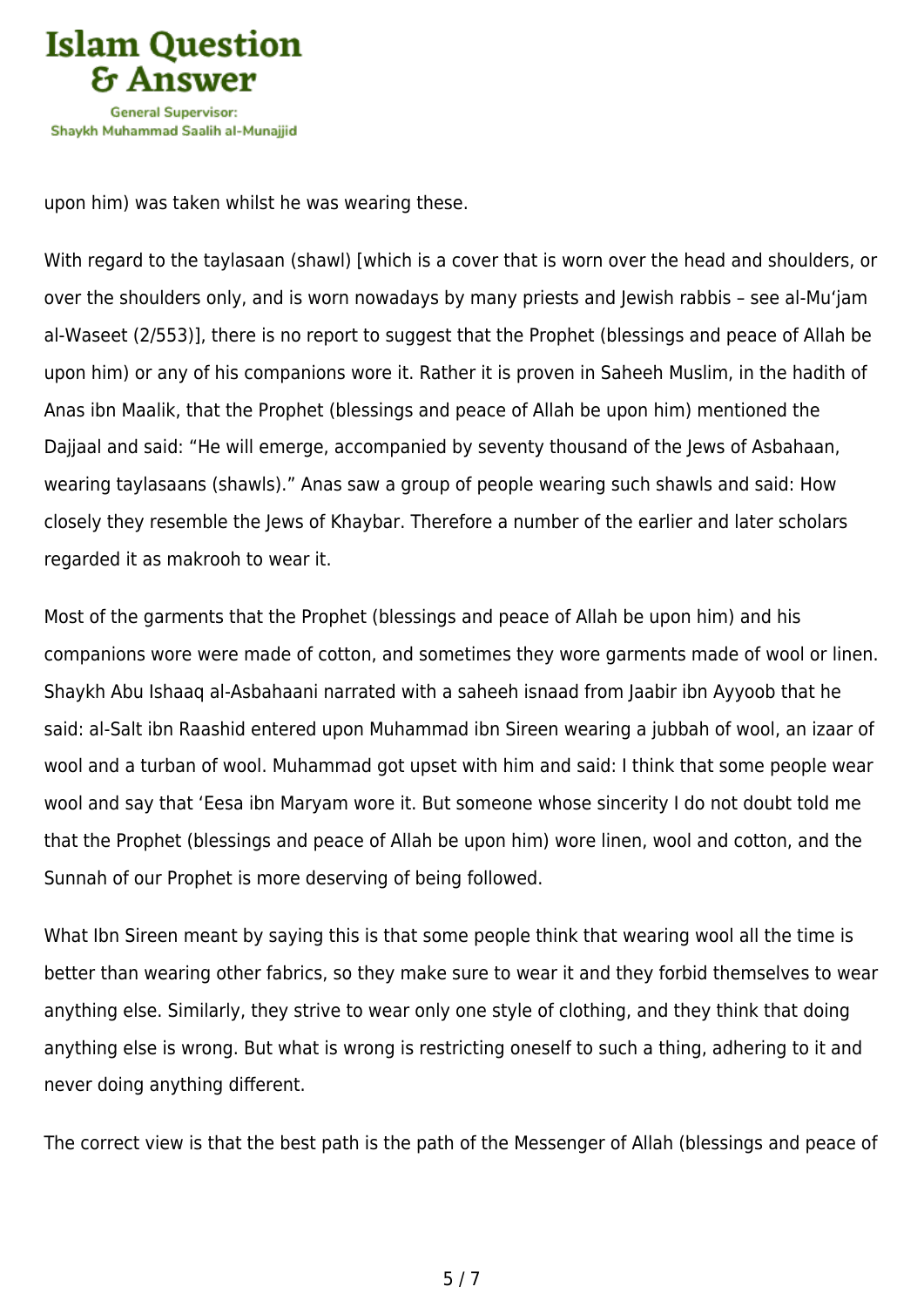upon him) was taken whilst he was wearing these.

With regard to the taylasaan (shawl) [which is a cover that is worn over the head and shoulders, or over the shoulders only, and is worn nowadays by many priests and Jewish rabbis – see al-Mu‘jam al-Waseet (2/553)], there is no report to suggest that the Prophet (blessings and peace of Allah be upon him) or any of his companions wore it. Rather it is proven in Saheeh Muslim, in the hadith of Anas ibn Maalik, that the Prophet (blessings and peace of Allah be upon him) mentioned the Dajjaal and said: “He will emerge, accompanied by seventy thousand of the Jews of Asbahaan, wearing taylasaans (shawls).” Anas saw a group of people wearing such shawls and said: How closely they resemble the Jews of Khaybar. Therefore a number of the earlier and later scholars regarded it as makrooh to wear it.

Most of the garments that the Prophet (blessings and peace of Allah be upon him) and his companions wore were made of cotton, and sometimes they wore garments made of wool or linen. Shaykh Abu Ishaaq al-Asbahaani narrated with a saheeh isnaad from Jaabir ibn Ayyoob that he said: al-Salt ibn Raashid entered upon Muhammad ibn Sireen wearing a jubbah of wool, an izaar of wool and a turban of wool. Muhammad got upset with him and said: I think that some people wear wool and say that ‘Eesa ibn Maryam wore it. But someone whose sincerity I do not doubt told me that the Prophet (blessings and peace of Allah be upon him) wore linen, wool and cotton, and the Sunnah of our Prophet is more deserving of being followed.

What Ibn Sireen meant by saying this is that some people think that wearing wool all the time is better than wearing other fabrics, so they make sure to wear it and they forbid themselves to wear anything else. Similarly, they strive to wear only one style of clothing, and they think that doing anything else is wrong. But what is wrong is restricting oneself to such a thing, adhering to it and never doing anything different.

The correct view is that the best path is the path of the Messenger of Allah (blessings and peace of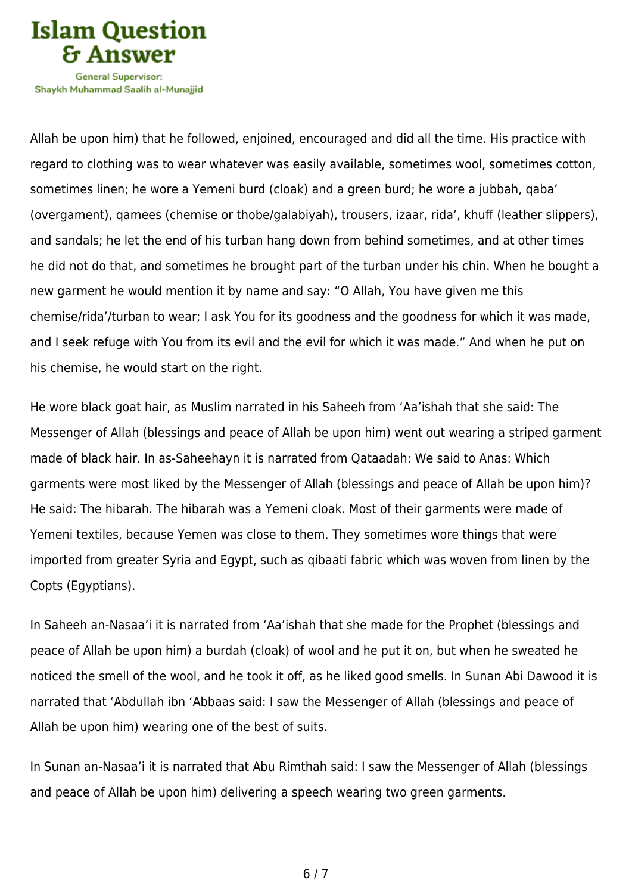Allah be upon him) that he followed, enjoined, encouraged and did all the time. His practice with regard to clothing was to wear whatever was easily available, sometimes wool, sometimes cotton, sometimes linen; he wore a Yemeni burd (cloak) and a green burd; he wore a jubbah, qaba' (overgament), qamees (chemise or thobe/galabiyah), trousers, izaar, rida', khuff (leather slippers), and sandals; he let the end of his turban hang down from behind sometimes, and at other times he did not do that, and sometimes he brought part of the turban under his chin. When he bought a new garment he would mention it by name and say: "O Allah, You have given me this chemise/rida'/turban to wear; I ask You for its goodness and the goodness for which it was made, and I seek refuge with You from its evil and the evil for which it was made." And when he put on his chemise, he would start on the right.

He wore black goat hair, as Muslim narrated in his Saheeh from 'Aa'ishah that she said: The Messenger of Allah (blessings and peace of Allah be upon him) went out wearing a striped garment made of black hair. In as-Saheehayn it is narrated from Qataadah: We said to Anas: Which garments were most liked by the Messenger of Allah (blessings and peace of Allah be upon him)? He said: The hibarah. The hibarah was a Yemeni cloak. Most of their garments were made of Yemeni textiles, because Yemen was close to them. They sometimes wore things that were imported from greater Syria and Egypt, such as qibaati fabric which was woven from linen by the Copts (Egyptians).

In Saheeh an-Nasaa'i it is narrated from 'Aa'ishah that she made for the Prophet (blessings and peace of Allah be upon him) a burdah (cloak) of wool and he put it on, but when he sweated he noticed the smell of the wool, and he took it off, as he liked good smells. In Sunan Abi Dawood it is narrated that 'Abdullah ibn 'Abbaas said: I saw the Messenger of Allah (blessings and peace of Allah be upon him) wearing one of the best of suits.

In Sunan an-Nasaa'i it is narrated that Abu Rimthah said: I saw the Messenger of Allah (blessings and peace of Allah be upon him) delivering a speech wearing two green garments.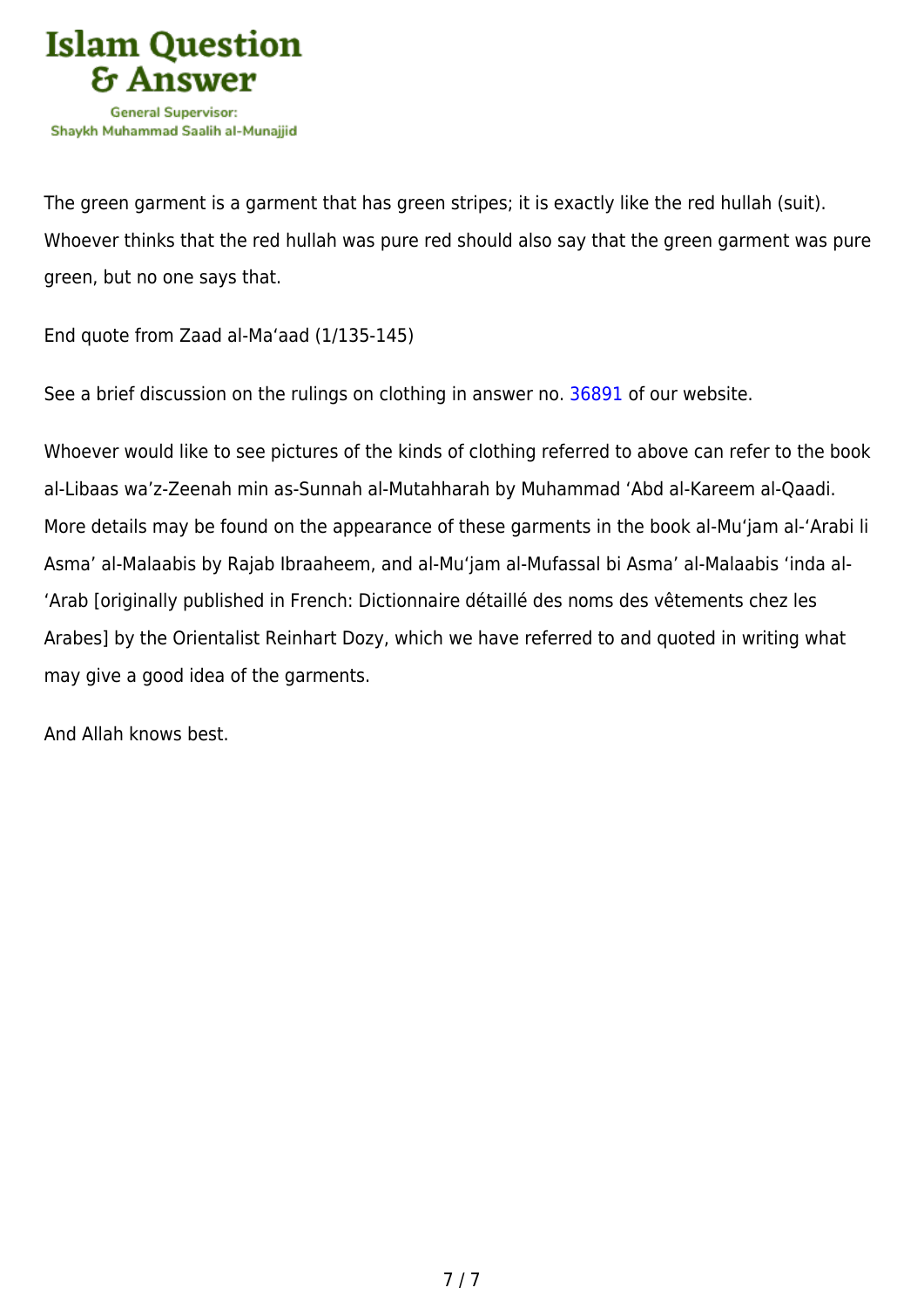The green garment is a garment that has green stripes; it is exactly like the red hullah (suit). Whoever thinks that the red hullah was pure red should also say that the green garment was pure green, but no one says that.

End quote from Zaad al-Ma‘aad (1/135-145)

See a brief discussion on the rulings on clothing in answer no. 36891 of our website.

Whoever would like to see pictures of the kinds of clothing referred to above can refer to the book al-Libaas wa’z-Zeenah min as-Sunnah al-Mutahharah by Muhammad ‘Abd al-Kareem al-Qaadi. More details may be found on the appearance of these garments in the book al-Mu‘jam al-‘Arabi li Asma’ al-Malaabis by Rajab Ibraaheem, and al-Mu‘jam al-Mufassal bi Asma’ al-Malaabis ‘inda al-‘Arab [originally published in French: Dictionnaire détaillé des noms des vêtements chez les Arabes] by the Orientalist Reinhart Dozy, which we have referred to and quoted in writing what may give a good idea of the garments.

And Allah knows best.